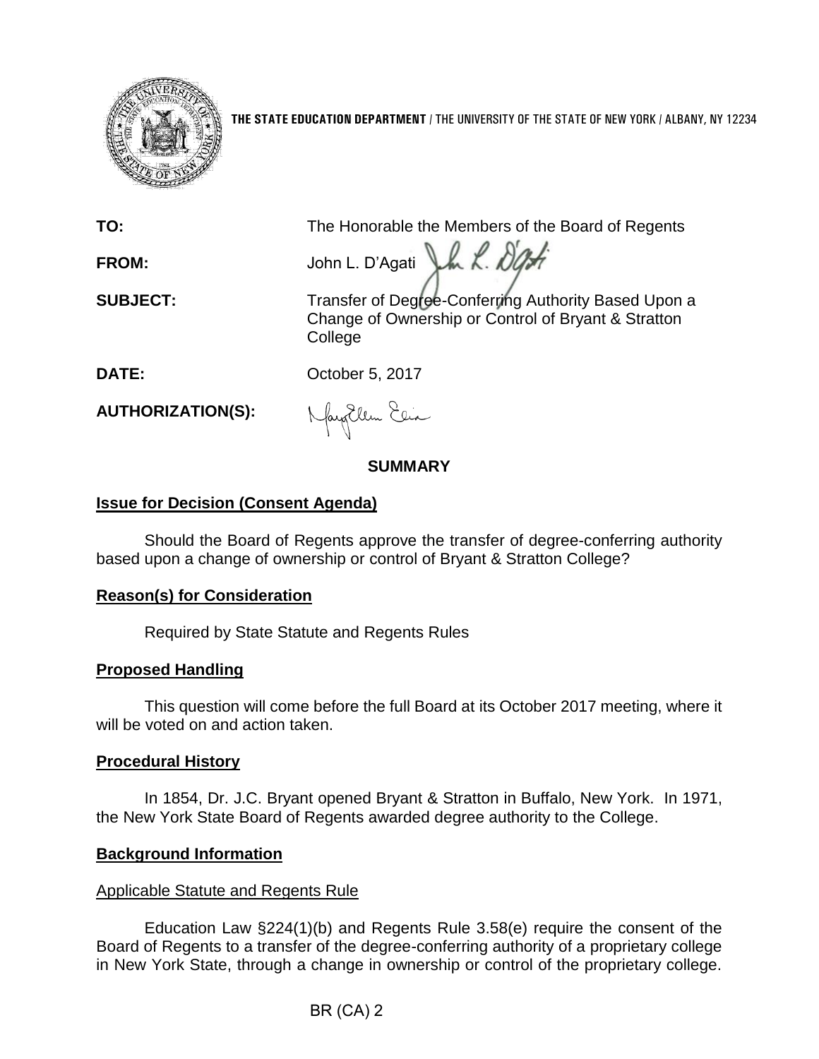**THE STATE EDUCATION DEPARTMENT** / THE UNIVERSITY OF THE STATE OF NEW YORK / ALBANY, NY 12234

**TO:** The Honorable the Members of the Board of Regents

**FROM:** John L. D'Agati

**SUBJECT:** Transfer of Degree-Conferring Authority Based Upon a Change of Ownership or Control of Bryant & Stratton College

**DATE:** October 5, 2017

**AUTHORIZATION(S):**

## SUMMARY

### Issue for Decision (Consent Agenda)

Should the Board of Regents approve the transfer of degree-conferring authority based upon a change of ownership or control of Bryant & Stratton College?

### Reason(s) for Consideration

Required by State Statute and Regents Rules

### Proposed Handling

This question will come before the full Board at its October 2017 meeting, where it will be voted on and action taken.

### Procedural History

In 1854, Dr. J.C. Bryant opened Bryant & Stratton in Buffalo, New York. In 1971, the New York State Board of Regents awarded degree authority to the College.

### Background Information

#### Applicable Statute and Regents Rule

Education Law §224(1)(b) and Regents Rule 3.58(e) require the consent of the Board of Regents to a transfer of the degree-conferring authority of a proprietary college in New York State, through a change in ownership or control of the proprietary college.

BR (CA) 2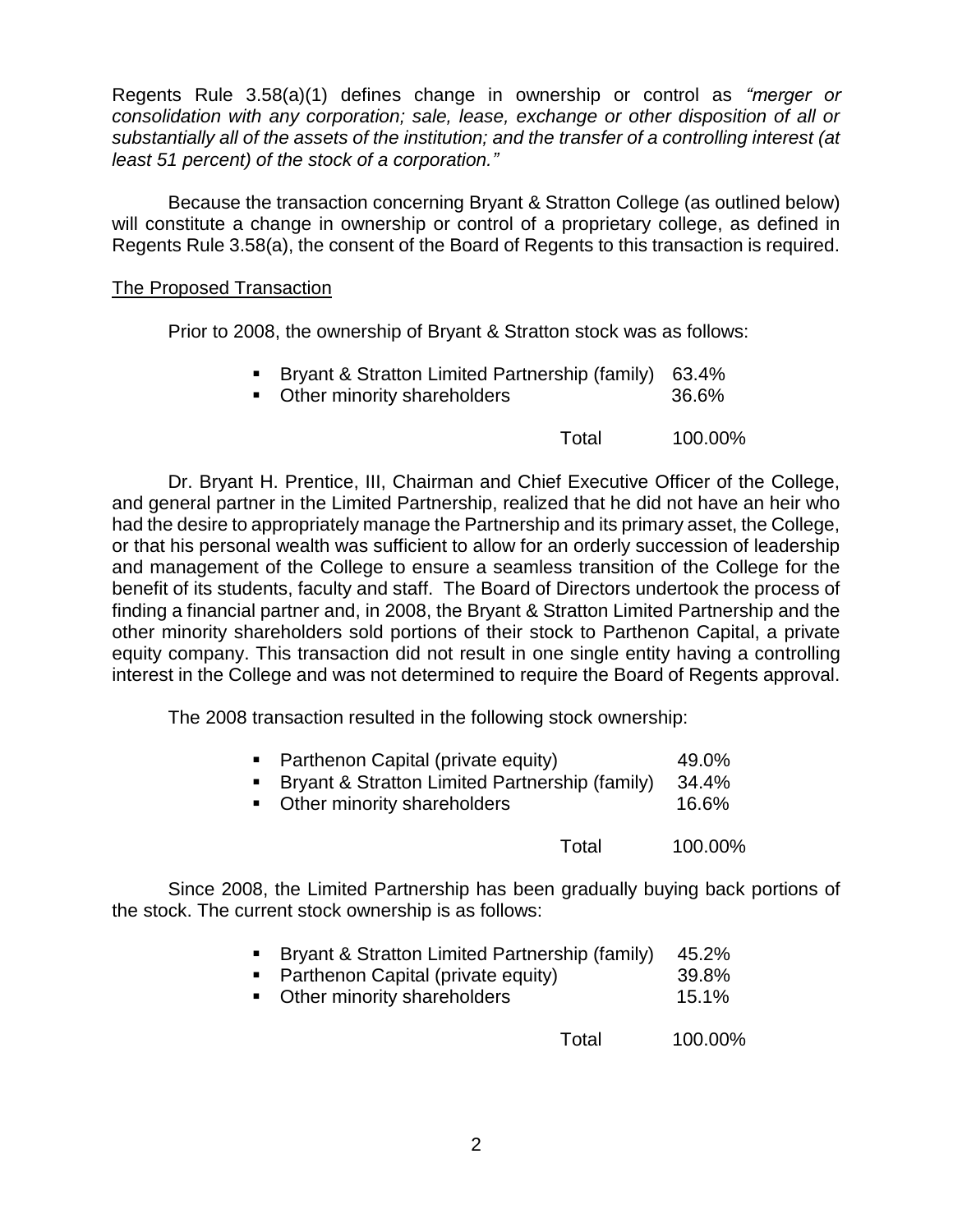Regents Rule 3.58(a)(1) defines change in ownership or control as *"merger or consolidation with any corporation; sale, lease, exchange or other disposition of all or substantially all of the assets of the institution; and the transfer of a controlling interest (at least 51 percent) of the stock of a corporation."*

Because the transaction concerning Bryant & Stratton College (as outlined below) will constitute a change in ownership or control of a proprietary college, as defined in Regents Rule 3.58(a), the consent of the Board of Regents to this transaction is required.

<u>The Proposed Transaction</u>

Prior to 2008, the ownership of Bryant & Stratton stock was as follows:

| | |
|---|---|
| Bryant & Stratton Limited Partnership (family) | 63.4% |
| Other minority shareholders | 36.6% |
| Total | 100.00% |

Dr. Bryant H. Prentice, III, Chairman and Chief Executive Officer of the College, and general partner in the Limited Partnership, realized that he did not have an heir who had the desire to appropriately manage the Partnership and its primary asset, the College, or that his personal wealth was sufficient to allow for an orderly succession of leadership and management of the College to ensure a seamless transition of the College for the benefit of its students, faculty and staff. The Board of Directors undertook the process of finding a financial partner and, in 2008, the Bryant & Stratton Limited Partnership and the other minority shareholders sold portions of their stock to Parthenon Capital, a private equity company. This transaction did not result in one single entity having a controlling interest in the College and was not determined to require the Board of Regents approval.

The 2008 transaction resulted in the following stock ownership:

| | |
|---|---|
| Parthenon Capital (private equity) | 49.0% |
| Bryant & Stratton Limited Partnership (family) | 34.4% |
| Other minority shareholders | 16.6% |
| Total | 100.00% |

Since 2008, the Limited Partnership has been gradually buying back portions of the stock. The current stock ownership is as follows:

| | |
|---|---|
| Bryant & Stratton Limited Partnership (family) | 45.2% |
| Parthenon Capital (private equity) | 39.8% |
| Other minority shareholders | 15.1% |
| Total | 100.00% |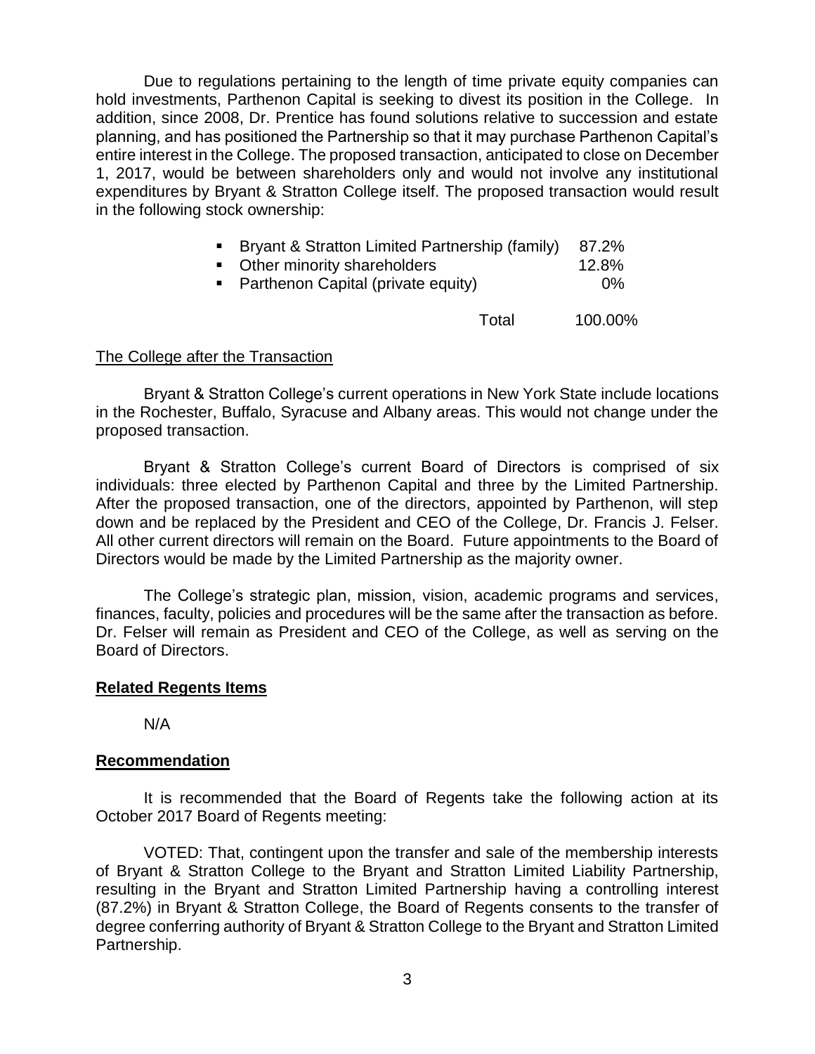Due to regulations pertaining to the length of time private equity companies can hold investments, Parthenon Capital is seeking to divest its position in the College. In addition, since 2008, Dr. Prentice has found solutions relative to succession and estate planning, and has positioned the Partnership so that it may purchase Parthenon Capital's entire interest in the College. The proposed transaction, anticipated to close on December 1, 2017, would be between shareholders only and would not involve any institutional expenditures by Bryant & Stratton College itself. The proposed transaction would result in the following stock ownership:

| | |
|---|---|
| ▪ Bryant & Stratton Limited Partnership (family) | 87.2% |
| ▪ Other minority shareholders | 12.8% |
| ▪ Parthenon Capital (private equity) | 0% |
| Total | 100.00% |

The College after the Transaction

Bryant & Stratton College's current operations in New York State include locations in the Rochester, Buffalo, Syracuse and Albany areas. This would not change under the proposed transaction.

Bryant & Stratton College's current Board of Directors is comprised of six individuals: three elected by Parthenon Capital and three by the Limited Partnership. After the proposed transaction, one of the directors, appointed by Parthenon, will step down and be replaced by the President and CEO of the College, Dr. Francis J. Felser. All other current directors will remain on the Board. Future appointments to the Board of Directors would be made by the Limited Partnership as the majority owner.

The College's strategic plan, mission, vision, academic programs and services, finances, faculty, policies and procedures will be the same after the transaction as before. Dr. Felser will remain as President and CEO of the College, as well as serving on the Board of Directors.

**Related Regents Items**

N/A

**Recommendation**

It is recommended that the Board of Regents take the following action at its October 2017 Board of Regents meeting:

VOTED: That, contingent upon the transfer and sale of the membership interests of Bryant & Stratton College to the Bryant and Stratton Limited Liability Partnership, resulting in the Bryant and Stratton Limited Partnership having a controlling interest (87.2%) in Bryant & Stratton College, the Board of Regents consents to the transfer of degree conferring authority of Bryant & Stratton College to the Bryant and Stratton Limited Partnership.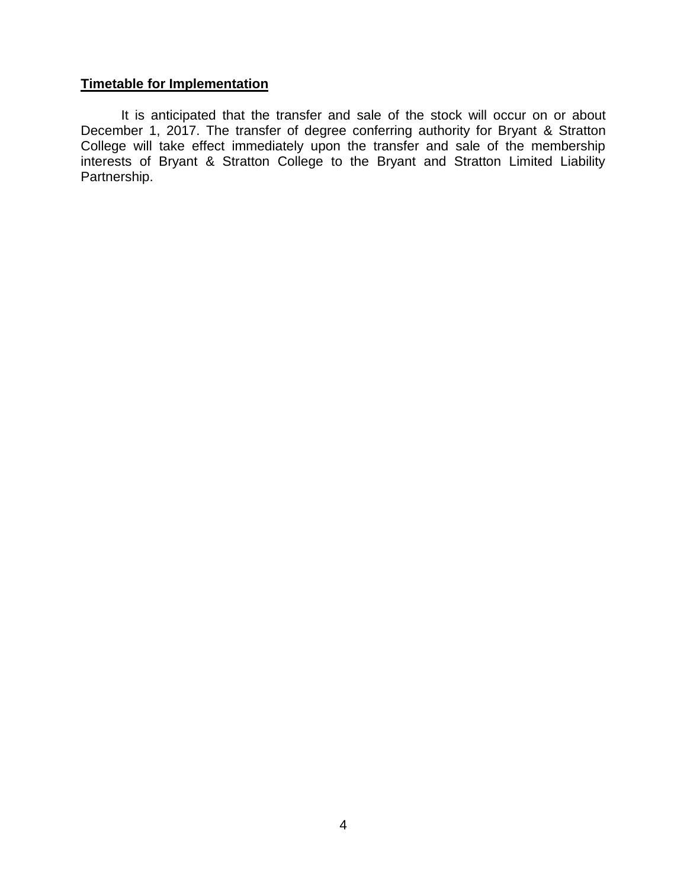**Timetable for Implementation**

It is anticipated that the transfer and sale of the stock will occur on or about December 1, 2017. The transfer of degree conferring authority for Bryant & Stratton College will take effect immediately upon the transfer and sale of the membership interests of Bryant & Stratton College to the Bryant and Stratton Limited Liability Partnership.